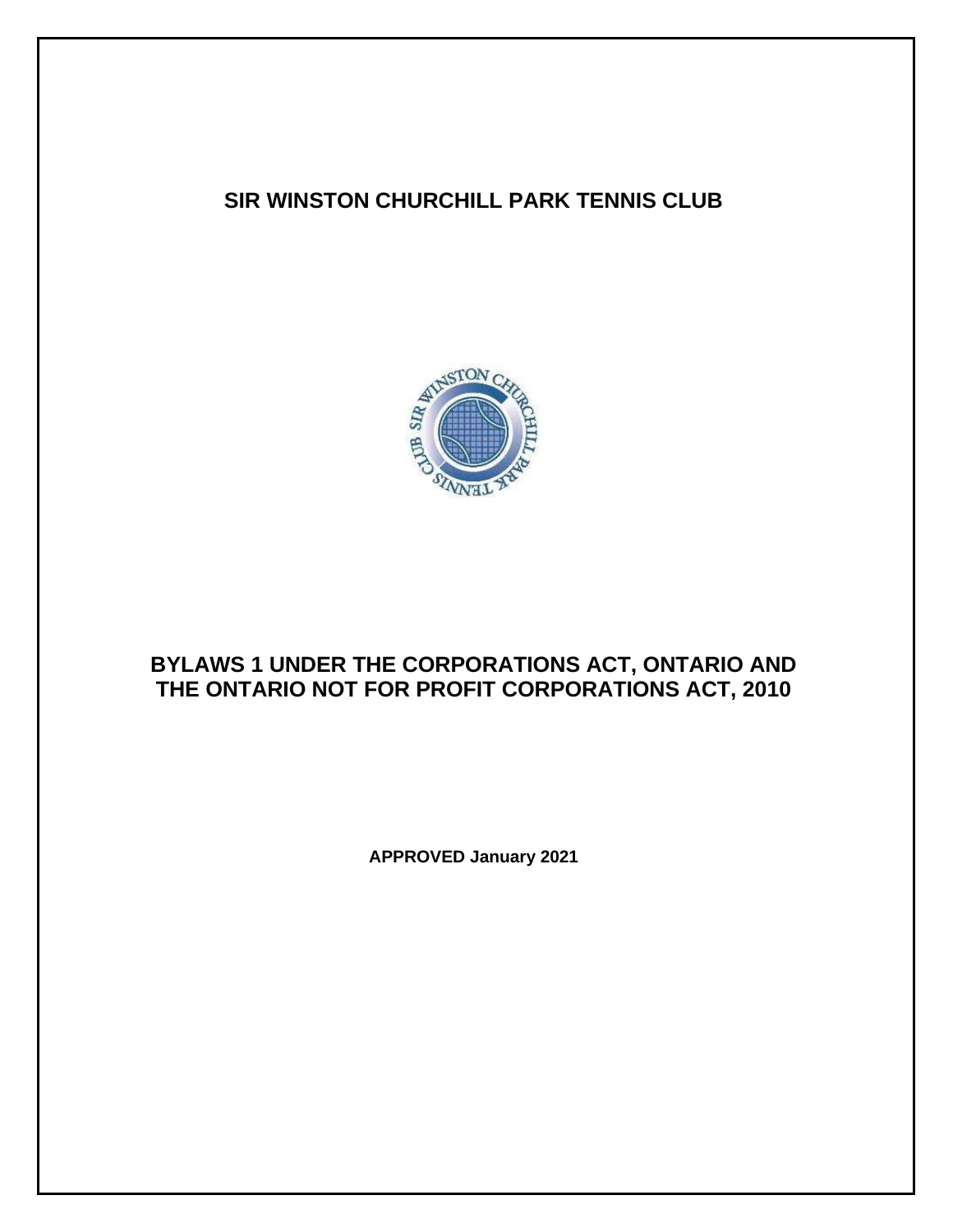# SIR WINSTON CHURCHILL PARK TENNIS CLUB

## BYLAWS 1 UNDER THE CORPORATIONS ACT, ONTARIO AND THE ONTARIO NOT FOR PROFIT CORPORATIONS ACT, 2010

**APPROVED January 2021**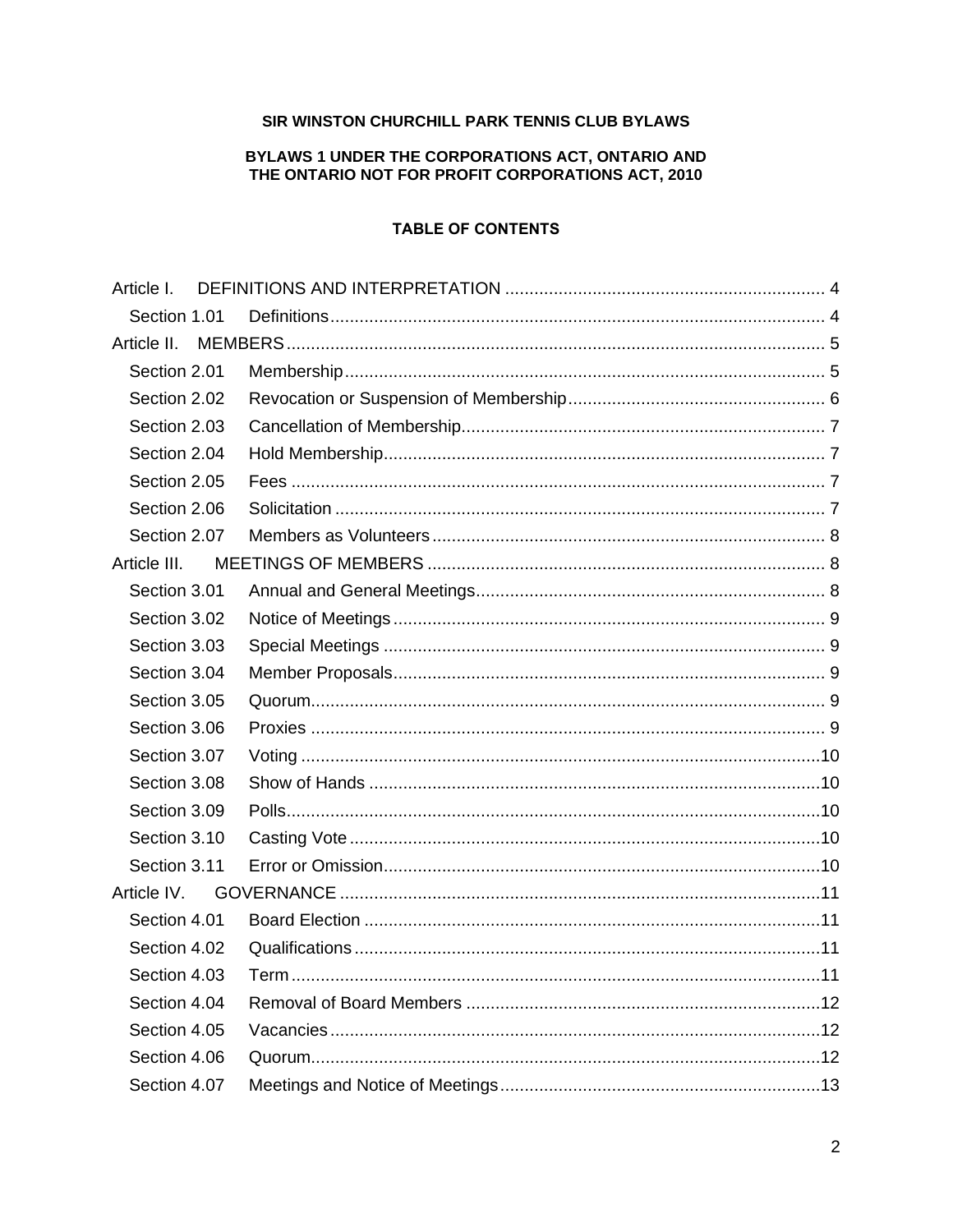**SIR WINSTON CHURCHILL PARK TENNIS CLUB BYLAWS**

**BYLAWS 1 UNDER THE CORPORATIONS ACT, ONTARIO AND THE ONTARIO NOT FOR PROFIT CORPORATIONS ACT, 2010**

**TABLE OF CONTENTS**

Article I. DEFINITIONS AND INTERPRETATION ........ 4
- Section 1.01 Definitions ........ 4

Article II. MEMBERS ........ 5
- Section 2.01 Membership ........ 5
- Section 2.02 Revocation or Suspension of Membership ........ 6
- Section 2.03 Cancellation of Membership ........ 7
- Section 2.04 Hold Membership ........ 7
- Section 2.05 Fees ........ 7
- Section 2.06 Solicitation ........ 7
- Section 2.07 Members as Volunteers ........ 8

Article III. MEETINGS OF MEMBERS ........ 8
- Section 3.01 Annual and General Meetings ........ 8
- Section 3.02 Notice of Meetings ........ 9
- Section 3.03 Special Meetings ........ 9
- Section 3.04 Member Proposals ........ 9
- Section 3.05 Quorum ........ 9
- Section 3.06 Proxies ........ 9
- Section 3.07 Voting ........ 10
- Section 3.08 Show of Hands ........ 10
- Section 3.09 Polls ........ 10
- Section 3.10 Casting Vote ........ 10
- Section 3.11 Error or Omission ........ 10

Article IV. GOVERNANCE ........ 11
- Section 4.01 Board Election ........ 11
- Section 4.02 Qualifications ........ 11
- Section 4.03 Term ........ 11
- Section 4.04 Removal of Board Members ........ 12
- Section 4.05 Vacancies ........ 12
- Section 4.06 Quorum ........ 12
- Section 4.07 Meetings and Notice of Meetings ........ 13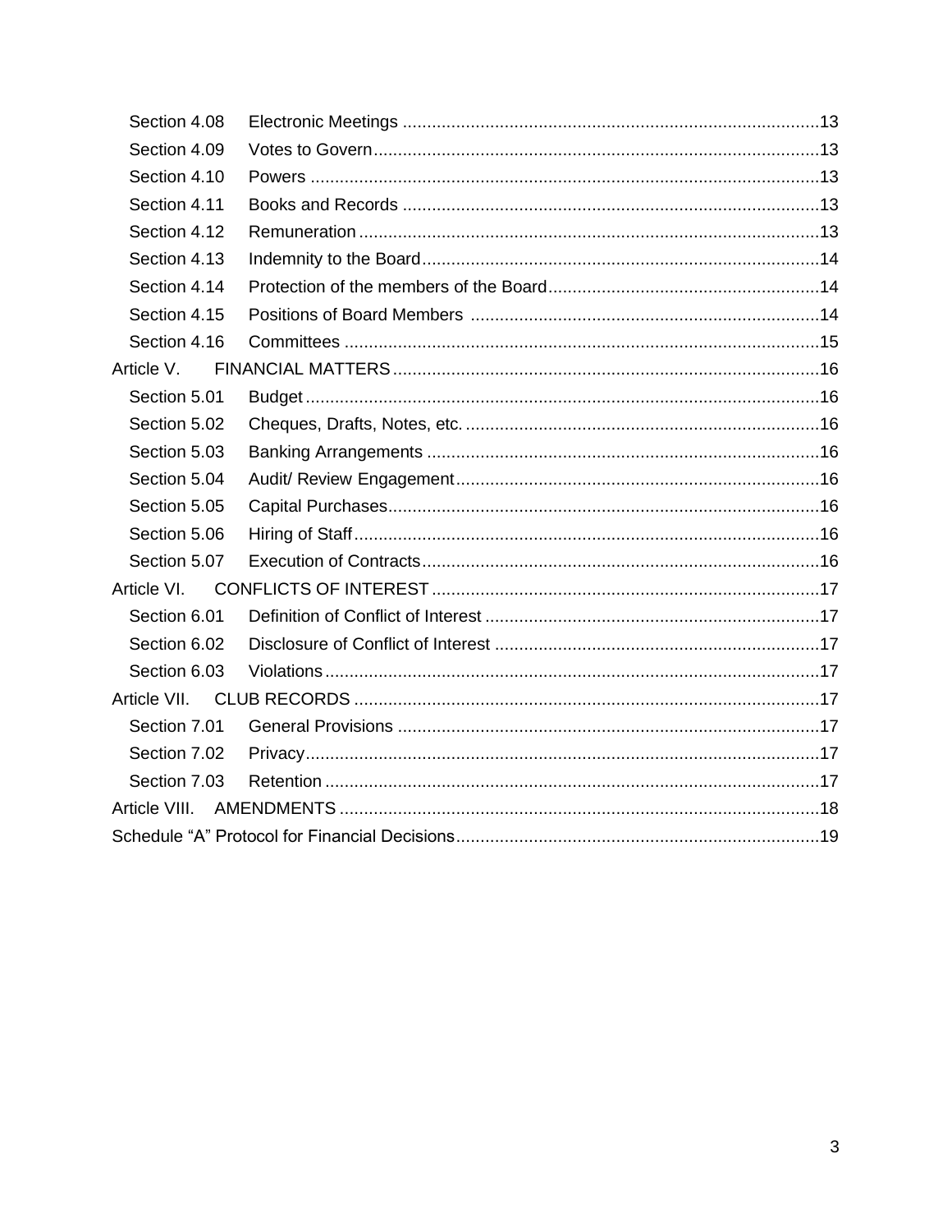Section 4.08 Electronic Meetings ....................................................................................13
Section 4.09 Votes to Govern..........................................................................................13
Section 4.10 Powers .......................................................................................................13
Section 4.11 Books and Records ....................................................................................13
Section 4.12 Remuneration .............................................................................................13
Section 4.13 Indemnity to the Board................................................................................14
Section 4.14 Protection of the members of the Board......................................................14
Section 4.15 Positions of Board Members .......................................................................14
Section 4.16 Committees .................................................................................................15
Article V. FINANCIAL MATTERS.......................................................................................16
Section 5.01 Budget .........................................................................................................16
Section 5.02 Cheques, Drafts, Notes, etc. ........................................................................16
Section 5.03 Banking Arrangements ................................................................................16
Section 5.04 Audit/ Review Engagement..........................................................................16
Section 5.05 Capital Purchases........................................................................................16
Section 5.06 Hiring of Staff...............................................................................................16
Section 5.07 Execution of Contracts.................................................................................16
Article VI. CONFLICTS OF INTEREST ...............................................................................17
Section 6.01 Definition of Conflict of Interest ....................................................................17
Section 6.02 Disclosure of Conflict of Interest ..................................................................17
Section 6.03 Violations.....................................................................................................17
Article VII. CLUB RECORDS ...............................................................................................17
Section 7.01 General Provisions ......................................................................................17
Section 7.02 Privacy.........................................................................................................17
Section 7.03 Retention .....................................................................................................17
Article VIII. AMENDMENTS ..................................................................................................18
Schedule “A” Protocol for Financial Decisions..........................................................................19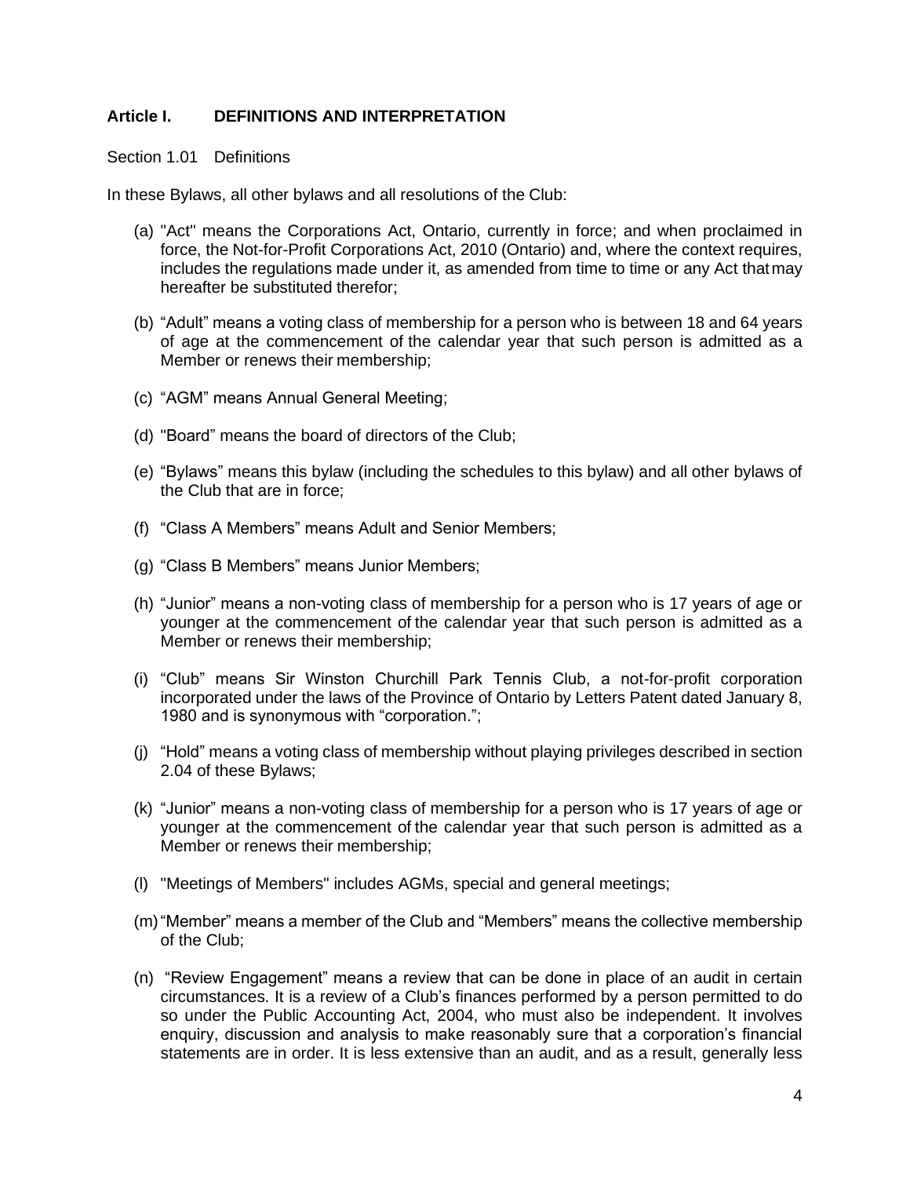## Article I. DEFINITIONS AND INTERPRETATION

Section 1.01 Definitions

In these Bylaws, all other bylaws and all resolutions of the Club:

(a) "Act" means the Corporations Act, Ontario, currently in force; and when proclaimed in force, the Not-for-Profit Corporations Act, 2010 (Ontario) and, where the context requires, includes the regulations made under it, as amended from time to time or any Act that may hereafter be substituted therefor;

(b) “Adult” means a voting class of membership for a person who is between 18 and 64 years of age at the commencement of the calendar year that such person is admitted as a Member or renews their membership;

(c) “AGM” means Annual General Meeting;

(d) "Board” means the board of directors of the Club;

(e) “Bylaws” means this bylaw (including the schedules to this bylaw) and all other bylaws of the Club that are in force;

(f) “Class A Members” means Adult and Senior Members;

(g) “Class B Members” means Junior Members;

(h) “Junior” means a non-voting class of membership for a person who is 17 years of age or younger at the commencement of the calendar year that such person is admitted as a Member or renews their membership;

(i) “Club” means Sir Winston Churchill Park Tennis Club, a not-for-profit corporation incorporated under the laws of the Province of Ontario by Letters Patent dated January 8, 1980 and is synonymous with “corporation.”;

(j) “Hold” means a voting class of membership without playing privileges described in section 2.04 of these Bylaws;

(k) “Junior” means a non-voting class of membership for a person who is 17 years of age or younger at the commencement of the calendar year that such person is admitted as a Member or renews their membership;

(l) "Meetings of Members" includes AGMs, special and general meetings;

(m) “Member” means a member of the Club and “Members” means the collective membership of the Club;

(n) “Review Engagement” means a review that can be done in place of an audit in certain circumstances. It is a review of a Club’s finances performed by a person permitted to do so under the Public Accounting Act, 2004, who must also be independent. It involves enquiry, discussion and analysis to make reasonably sure that a corporation’s financial statements are in order. It is less extensive than an audit, and as a result, generally less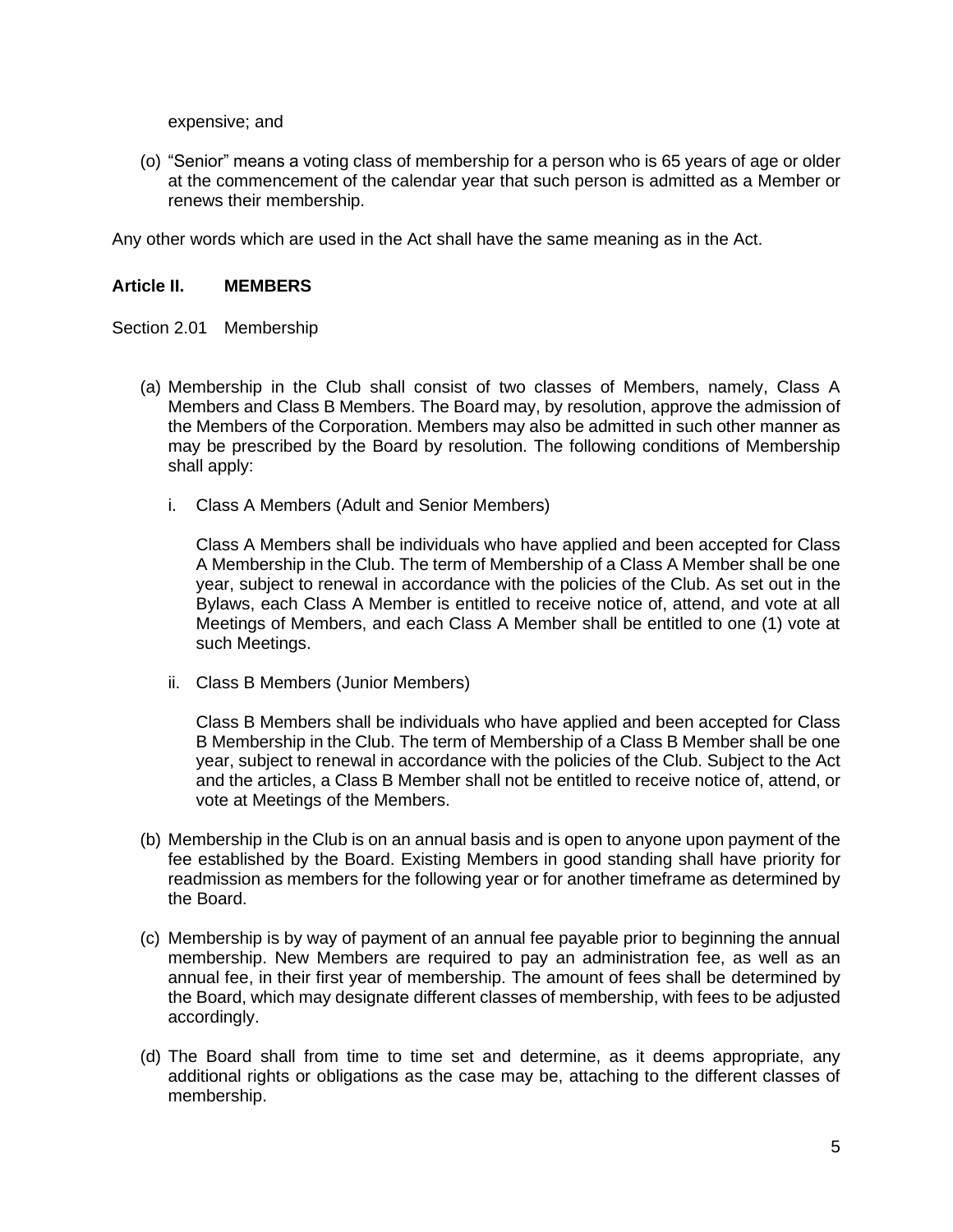expensive; and

(o) "Senior" means a voting class of membership for a person who is 65 years of age or older at the commencement of the calendar year that such person is admitted as a Member or renews their membership.

Any other words which are used in the Act shall have the same meaning as in the Act.

## Article II. MEMBERS

Section 2.01 Membership

(a) Membership in the Club shall consist of two classes of Members, namely, Class A Members and Class B Members. The Board may, by resolution, approve the admission of the Members of the Corporation. Members may also be admitted in such other manner as may be prescribed by the Board by resolution. The following conditions of Membership shall apply:

   i. Class A Members (Adult and Senior Members)

   Class A Members shall be individuals who have applied and been accepted for Class A Membership in the Club. The term of Membership of a Class A Member shall be one year, subject to renewal in accordance with the policies of the Club. As set out in the Bylaws, each Class A Member is entitled to receive notice of, attend, and vote at all Meetings of Members, and each Class A Member shall be entitled to one (1) vote at such Meetings.

   ii. Class B Members (Junior Members)

   Class B Members shall be individuals who have applied and been accepted for Class B Membership in the Club. The term of Membership of a Class B Member shall be one year, subject to renewal in accordance with the policies of the Club. Subject to the Act and the articles, a Class B Member shall not be entitled to receive notice of, attend, or vote at Meetings of the Members.

(b) Membership in the Club is on an annual basis and is open to anyone upon payment of the fee established by the Board. Existing Members in good standing shall have priority for readmission as members for the following year or for another timeframe as determined by the Board.

(c) Membership is by way of payment of an annual fee payable prior to beginning the annual membership. New Members are required to pay an administration fee, as well as an annual fee, in their first year of membership. The amount of fees shall be determined by the Board, which may designate different classes of membership, with fees to be adjusted accordingly.

(d) The Board shall from time to time set and determine, as it deems appropriate, any additional rights or obligations as the case may be, attaching to the different classes of membership.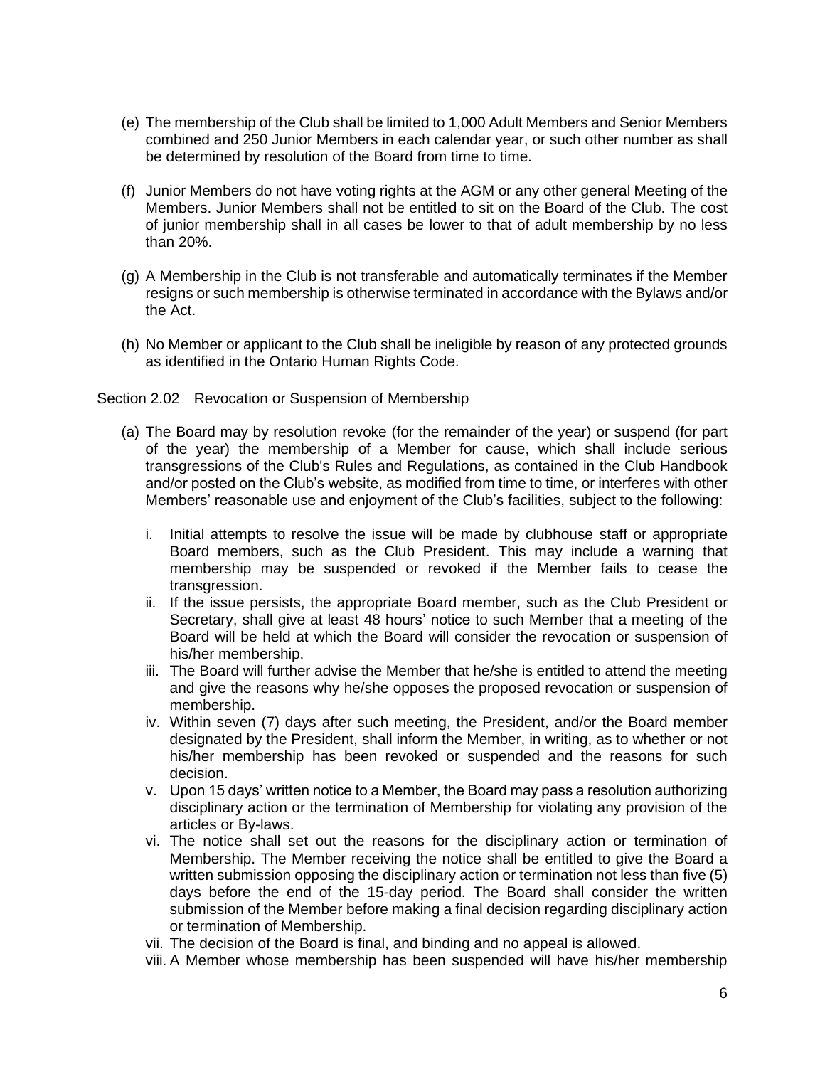(e) The membership of the Club shall be limited to 1,000 Adult Members and Senior Members combined and 250 Junior Members in each calendar year, or such other number as shall be determined by resolution of the Board from time to time.

(f) Junior Members do not have voting rights at the AGM or any other general Meeting of the Members. Junior Members shall not be entitled to sit on the Board of the Club. The cost of junior membership shall in all cases be lower to that of adult membership by no less than 20%.

(g) A Membership in the Club is not transferable and automatically terminates if the Member resigns or such membership is otherwise terminated in accordance with the Bylaws and/or the Act.

(h) No Member or applicant to the Club shall be ineligible by reason of any protected grounds as identified in the Ontario Human Rights Code.

Section 2.02 Revocation or Suspension of Membership

(a) The Board may by resolution revoke (for the remainder of the year) or suspend (for part of the year) the membership of a Member for cause, which shall include serious transgressions of the Club's Rules and Regulations, as contained in the Club Handbook and/or posted on the Club's website, as modified from time to time, or interferes with other Members' reasonable use and enjoyment of the Club's facilities, subject to the following:

   i. Initial attempts to resolve the issue will be made by clubhouse staff or appropriate Board members, such as the Club President. This may include a warning that membership may be suspended or revoked if the Member fails to cease the transgression.
   ii. If the issue persists, the appropriate Board member, such as the Club President or Secretary, shall give at least 48 hours' notice to such Member that a meeting of the Board will be held at which the Board will consider the revocation or suspension of his/her membership.
   iii. The Board will further advise the Member that he/she is entitled to attend the meeting and give the reasons why he/she opposes the proposed revocation or suspension of membership.
   iv. Within seven (7) days after such meeting, the President, and/or the Board member designated by the President, shall inform the Member, in writing, as to whether or not his/her membership has been revoked or suspended and the reasons for such decision.
   v. Upon 15 days' written notice to a Member, the Board may pass a resolution authorizing disciplinary action or the termination of Membership for violating any provision of the articles or By-laws.
   vi. The notice shall set out the reasons for the disciplinary action or termination of Membership. The Member receiving the notice shall be entitled to give the Board a written submission opposing the disciplinary action or termination not less than five (5) days before the end of the 15-day period. The Board shall consider the written submission of the Member before making a final decision regarding disciplinary action or termination of Membership.
   vii. The decision of the Board is final, and binding and no appeal is allowed.
   viii. A Member whose membership has been suspended will have his/her membership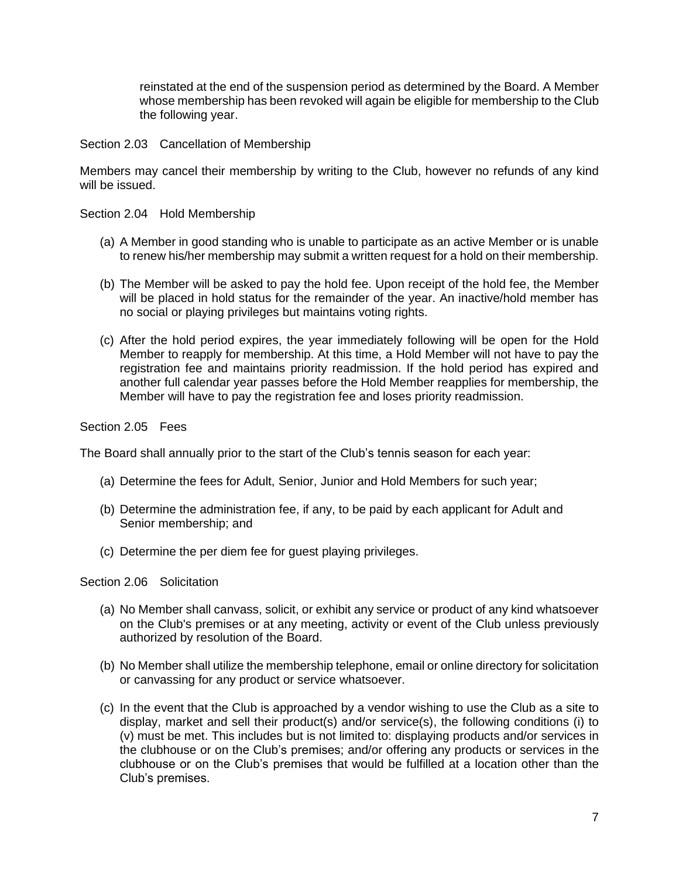reinstated at the end of the suspension period as determined by the Board. A Member whose membership has been revoked will again be eligible for membership to the Club the following year.

### Section 2.03 Cancellation of Membership

Members may cancel their membership by writing to the Club, however no refunds of any kind will be issued.

### Section 2.04 Hold Membership

(a) A Member in good standing who is unable to participate as an active Member or is unable to renew his/her membership may submit a written request for a hold on their membership.

(b) The Member will be asked to pay the hold fee. Upon receipt of the hold fee, the Member will be placed in hold status for the remainder of the year. An inactive/hold member has no social or playing privileges but maintains voting rights.

(c) After the hold period expires, the year immediately following will be open for the Hold Member to reapply for membership. At this time, a Hold Member will not have to pay the registration fee and maintains priority readmission. If the hold period has expired and another full calendar year passes before the Hold Member reapplies for membership, the Member will have to pay the registration fee and loses priority readmission.

### Section 2.05 Fees

The Board shall annually prior to the start of the Club's tennis season for each year:

(a) Determine the fees for Adult, Senior, Junior and Hold Members for such year;

(b) Determine the administration fee, if any, to be paid by each applicant for Adult and Senior membership; and

(c) Determine the per diem fee for guest playing privileges.

### Section 2.06 Solicitation

(a) No Member shall canvass, solicit, or exhibit any service or product of any kind whatsoever on the Club's premises or at any meeting, activity or event of the Club unless previously authorized by resolution of the Board.

(b) No Member shall utilize the membership telephone, email or online directory for solicitation or canvassing for any product or service whatsoever.

(c) In the event that the Club is approached by a vendor wishing to use the Club as a site to display, market and sell their product(s) and/or service(s), the following conditions (i) to (v) must be met. This includes but is not limited to: displaying products and/or services in the clubhouse or on the Club's premises; and/or offering any products or services in the clubhouse or on the Club's premises that would be fulfilled at a location other than the Club's premises.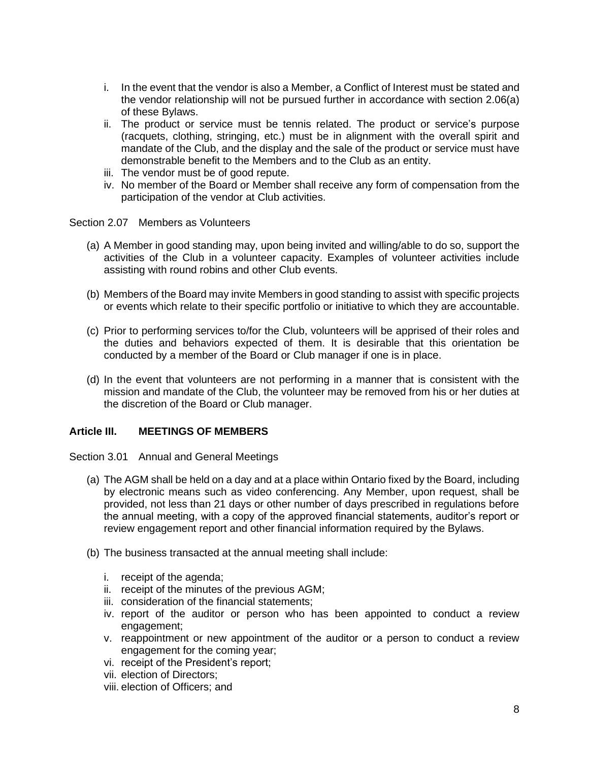i. In the event that the vendor is also a Member, a Conflict of Interest must be stated and the vendor relationship will not be pursued further in accordance with section 2.06(a) of these Bylaws.
ii. The product or service must be tennis related. The product or service's purpose (racquets, clothing, stringing, etc.) must be in alignment with the overall spirit and mandate of the Club, and the display and the sale of the product or service must have demonstrable benefit to the Members and to the Club as an entity.
iii. The vendor must be of good repute.
iv. No member of the Board or Member shall receive any form of compensation from the participation of the vendor at Club activities.

Section 2.07 Members as Volunteers

(a) A Member in good standing may, upon being invited and willing/able to do so, support the activities of the Club in a volunteer capacity. Examples of volunteer activities include assisting with round robins and other Club events.

(b) Members of the Board may invite Members in good standing to assist with specific projects or events which relate to their specific portfolio or initiative to which they are accountable.

(c) Prior to performing services to/for the Club, volunteers will be apprised of their roles and the duties and behaviors expected of them. It is desirable that this orientation be conducted by a member of the Board or Club manager if one is in place.

(d) In the event that volunteers are not performing in a manner that is consistent with the mission and mandate of the Club, the volunteer may be removed from his or her duties at the discretion of the Board or Club manager.

## Article III. MEETINGS OF MEMBERS

Section 3.01 Annual and General Meetings

(a) The AGM shall be held on a day and at a place within Ontario fixed by the Board, including by electronic means such as video conferencing. Any Member, upon request, shall be provided, not less than 21 days or other number of days prescribed in regulations before the annual meeting, with a copy of the approved financial statements, auditor's report or review engagement report and other financial information required by the Bylaws.

(b) The business transacted at the annual meeting shall include:

i. receipt of the agenda;
ii. receipt of the minutes of the previous AGM;
iii. consideration of the financial statements;
iv. report of the auditor or person who has been appointed to conduct a review engagement;
v. reappointment or new appointment of the auditor or a person to conduct a review engagement for the coming year;
vi. receipt of the President's report;
vii. election of Directors;
viii. election of Officers; and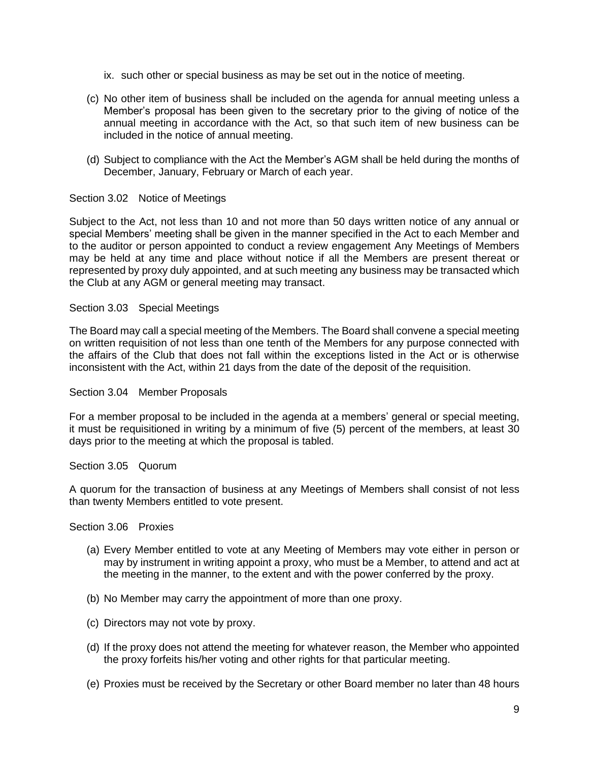ix. such other or special business as may be set out in the notice of meeting.

(c) No other item of business shall be included on the agenda for annual meeting unless a Member's proposal has been given to the secretary prior to the giving of notice of the annual meeting in accordance with the Act, so that such item of new business can be included in the notice of annual meeting.

(d) Subject to compliance with the Act the Member's AGM shall be held during the months of December, January, February or March of each year.

Section 3.02 Notice of Meetings

Subject to the Act, not less than 10 and not more than 50 days written notice of any annual or special Members' meeting shall be given in the manner specified in the Act to each Member and to the auditor or person appointed to conduct a review engagement Any Meetings of Members may be held at any time and place without notice if all the Members are present thereat or represented by proxy duly appointed, and at such meeting any business may be transacted which the Club at any AGM or general meeting may transact.

Section 3.03 Special Meetings

The Board may call a special meeting of the Members. The Board shall convene a special meeting on written requisition of not less than one tenth of the Members for any purpose connected with the affairs of the Club that does not fall within the exceptions listed in the Act or is otherwise inconsistent with the Act, within 21 days from the date of the deposit of the requisition.

Section 3.04 Member Proposals

For a member proposal to be included in the agenda at a members' general or special meeting, it must be requisitioned in writing by a minimum of five (5) percent of the members, at least 30 days prior to the meeting at which the proposal is tabled.

Section 3.05 Quorum

A quorum for the transaction of business at any Meetings of Members shall consist of not less than twenty Members entitled to vote present.

Section 3.06 Proxies

(a) Every Member entitled to vote at any Meeting of Members may vote either in person or may by instrument in writing appoint a proxy, who must be a Member, to attend and act at the meeting in the manner, to the extent and with the power conferred by the proxy.

(b) No Member may carry the appointment of more than one proxy.

(c) Directors may not vote by proxy.

(d) If the proxy does not attend the meeting for whatever reason, the Member who appointed the proxy forfeits his/her voting and other rights for that particular meeting.

(e) Proxies must be received by the Secretary or other Board member no later than 48 hours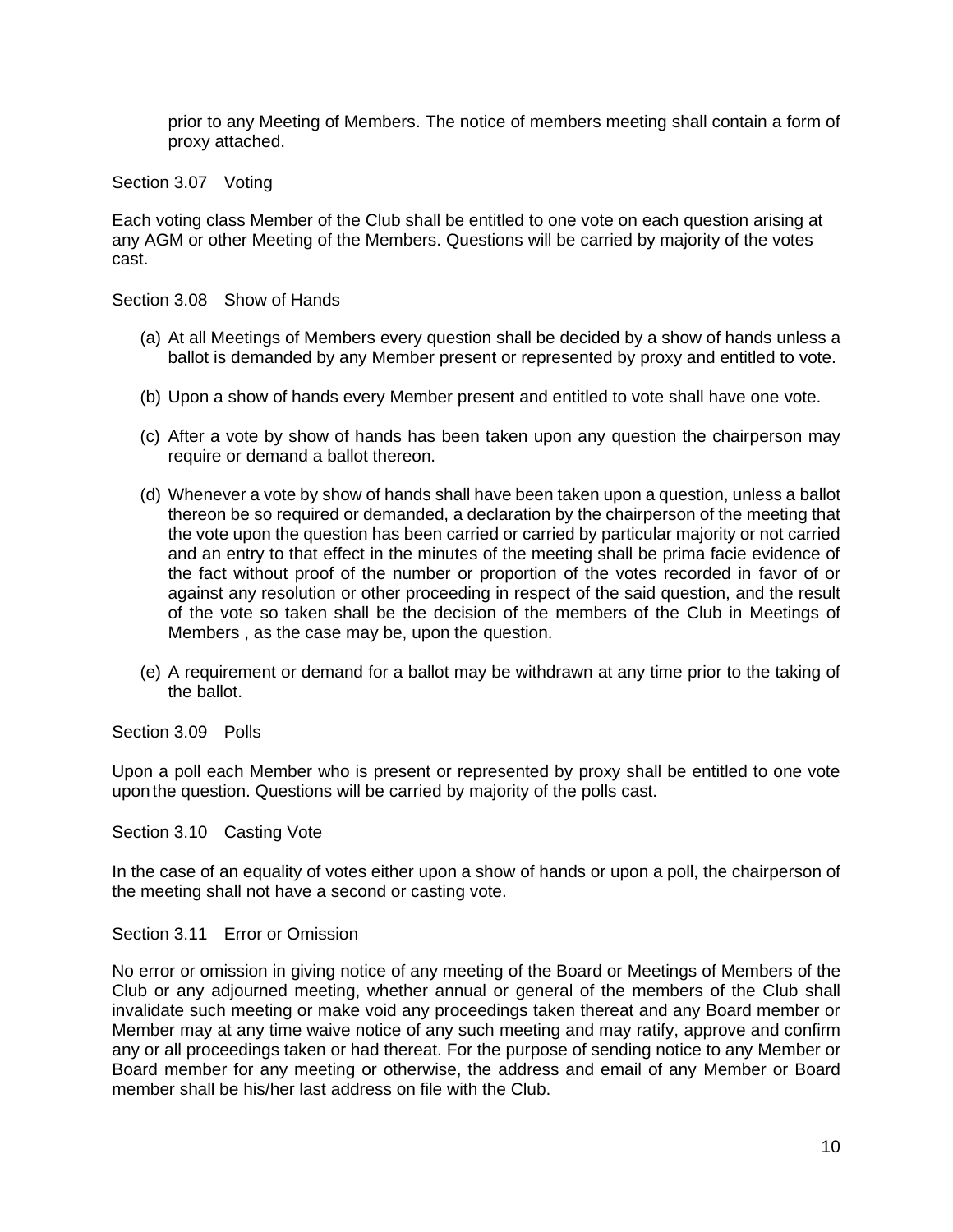prior to any Meeting of Members. The notice of members meeting shall contain a form of proxy attached.

Section 3.07 Voting

Each voting class Member of the Club shall be entitled to one vote on each question arising at any AGM or other Meeting of the Members. Questions will be carried by majority of the votes cast.

Section 3.08 Show of Hands

(a) At all Meetings of Members every question shall be decided by a show of hands unless a ballot is demanded by any Member present or represented by proxy and entitled to vote.

(b) Upon a show of hands every Member present and entitled to vote shall have one vote.

(c) After a vote by show of hands has been taken upon any question the chairperson may require or demand a ballot thereon.

(d) Whenever a vote by show of hands shall have been taken upon a question, unless a ballot thereon be so required or demanded, a declaration by the chairperson of the meeting that the vote upon the question has been carried or carried by particular majority or not carried and an entry to that effect in the minutes of the meeting shall be prima facie evidence of the fact without proof of the number or proportion of the votes recorded in favor of or against any resolution or other proceeding in respect of the said question, and the result of the vote so taken shall be the decision of the members of the Club in Meetings of Members , as the case may be, upon the question.

(e) A requirement or demand for a ballot may be withdrawn at any time prior to the taking of the ballot.

Section 3.09 Polls

Upon a poll each Member who is present or represented by proxy shall be entitled to one vote upon the question. Questions will be carried by majority of the polls cast.

Section 3.10 Casting Vote

In the case of an equality of votes either upon a show of hands or upon a poll, the chairperson of the meeting shall not have a second or casting vote.

Section 3.11 Error or Omission

No error or omission in giving notice of any meeting of the Board or Meetings of Members of the Club or any adjourned meeting, whether annual or general of the members of the Club shall invalidate such meeting or make void any proceedings taken thereat and any Board member or Member may at any time waive notice of any such meeting and may ratify, approve and confirm any or all proceedings taken or had thereat. For the purpose of sending notice to any Member or Board member for any meeting or otherwise, the address and email of any Member or Board member shall be his/her last address on file with the Club.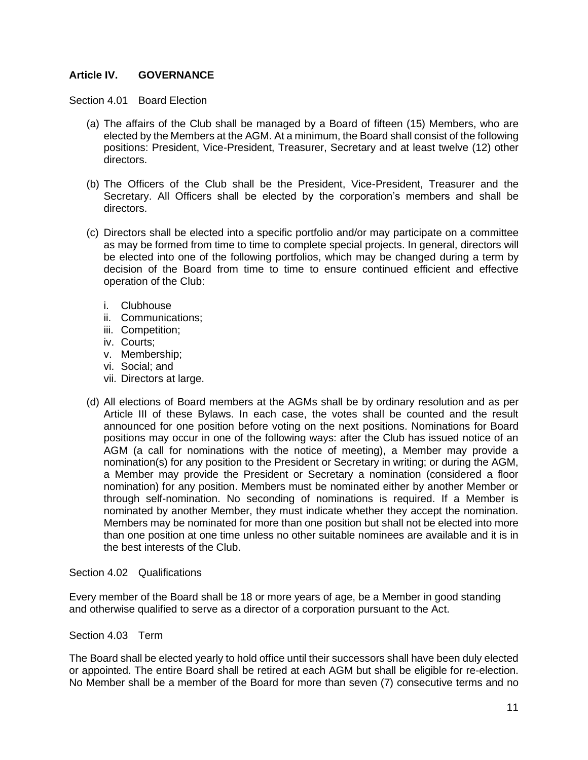## Article IV. GOVERNANCE

Section 4.01 Board Election

(a) The affairs of the Club shall be managed by a Board of fifteen (15) Members, who are elected by the Members at the AGM. At a minimum, the Board shall consist of the following positions: President, Vice-President, Treasurer, Secretary and at least twelve (12) other directors.

(b) The Officers of the Club shall be the President, Vice-President, Treasurer and the Secretary. All Officers shall be elected by the corporation's members and shall be directors.

(c) Directors shall be elected into a specific portfolio and/or may participate on a committee as may be formed from time to time to complete special projects. In general, directors will be elected into one of the following portfolios, which may be changed during a term by decision of the Board from time to time to ensure continued efficient and effective operation of the Club:

   i. Clubhouse
   ii. Communications;
   iii. Competition;
   iv. Courts;
   v. Membership;
   vi. Social; and
   vii. Directors at large.

(d) All elections of Board members at the AGMs shall be by ordinary resolution and as per Article III of these Bylaws. In each case, the votes shall be counted and the result announced for one position before voting on the next positions. Nominations for Board positions may occur in one of the following ways: after the Club has issued notice of an AGM (a call for nominations with the notice of meeting), a Member may provide a nomination(s) for any position to the President or Secretary in writing; or during the AGM, a Member may provide the President or Secretary a nomination (considered a floor nomination) for any position. Members must be nominated either by another Member or through self-nomination. No seconding of nominations is required. If a Member is nominated by another Member, they must indicate whether they accept the nomination. Members may be nominated for more than one position but shall not be elected into more than one position at one time unless no other suitable nominees are available and it is in the best interests of the Club.

Section 4.02 Qualifications

Every member of the Board shall be 18 or more years of age, be a Member in good standing and otherwise qualified to serve as a director of a corporation pursuant to the Act.

Section 4.03 Term

The Board shall be elected yearly to hold office until their successors shall have been duly elected or appointed. The entire Board shall be retired at each AGM but shall be eligible for re-election. No Member shall be a member of the Board for more than seven (7) consecutive terms and no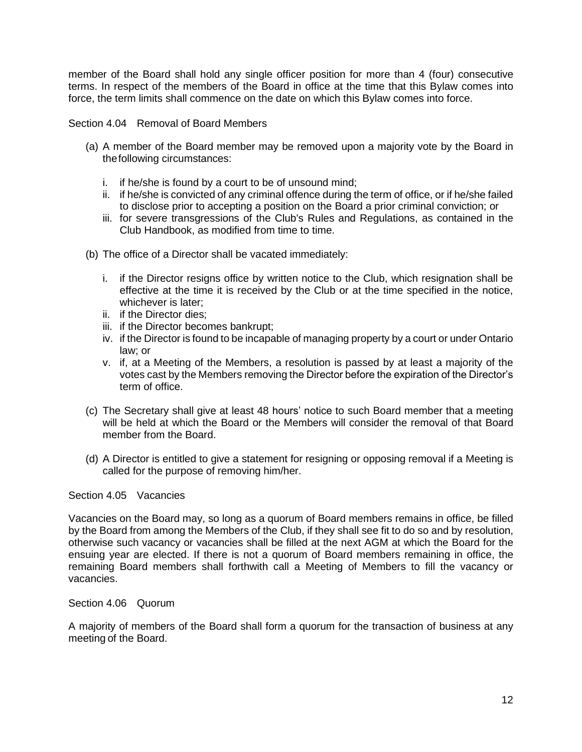member of the Board shall hold any single officer position for more than 4 (four) consecutive terms. In respect of the members of the Board in office at the time that this Bylaw comes into force, the term limits shall commence on the date on which this Bylaw comes into force.

Section 4.04 Removal of Board Members

(a) A member of the Board member may be removed upon a majority vote by the Board in the following circumstances:

   i. if he/she is found by a court to be of unsound mind;
   ii. if he/she is convicted of any criminal offence during the term of office, or if he/she failed to disclose prior to accepting a position on the Board a prior criminal conviction; or
   iii. for severe transgressions of the Club's Rules and Regulations, as contained in the Club Handbook, as modified from time to time.

(b) The office of a Director shall be vacated immediately:

   i. if the Director resigns office by written notice to the Club, which resignation shall be effective at the time it is received by the Club or at the time specified in the notice, whichever is later;
   ii. if the Director dies;
   iii. if the Director becomes bankrupt;
   iv. if the Director is found to be incapable of managing property by a court or under Ontario law; or
   v. if, at a Meeting of the Members, a resolution is passed by at least a majority of the votes cast by the Members removing the Director before the expiration of the Director's term of office.

(c) The Secretary shall give at least 48 hours' notice to such Board member that a meeting will be held at which the Board or the Members will consider the removal of that Board member from the Board.

(d) A Director is entitled to give a statement for resigning or opposing removal if a Meeting is called for the purpose of removing him/her.

Section 4.05 Vacancies

Vacancies on the Board may, so long as a quorum of Board members remains in office, be filled by the Board from among the Members of the Club, if they shall see fit to do so and by resolution, otherwise such vacancy or vacancies shall be filled at the next AGM at which the Board for the ensuing year are elected. If there is not a quorum of Board members remaining in office, the remaining Board members shall forthwith call a Meeting of Members to fill the vacancy or vacancies.

Section 4.06 Quorum

A majority of members of the Board shall form a quorum for the transaction of business at any meeting of the Board.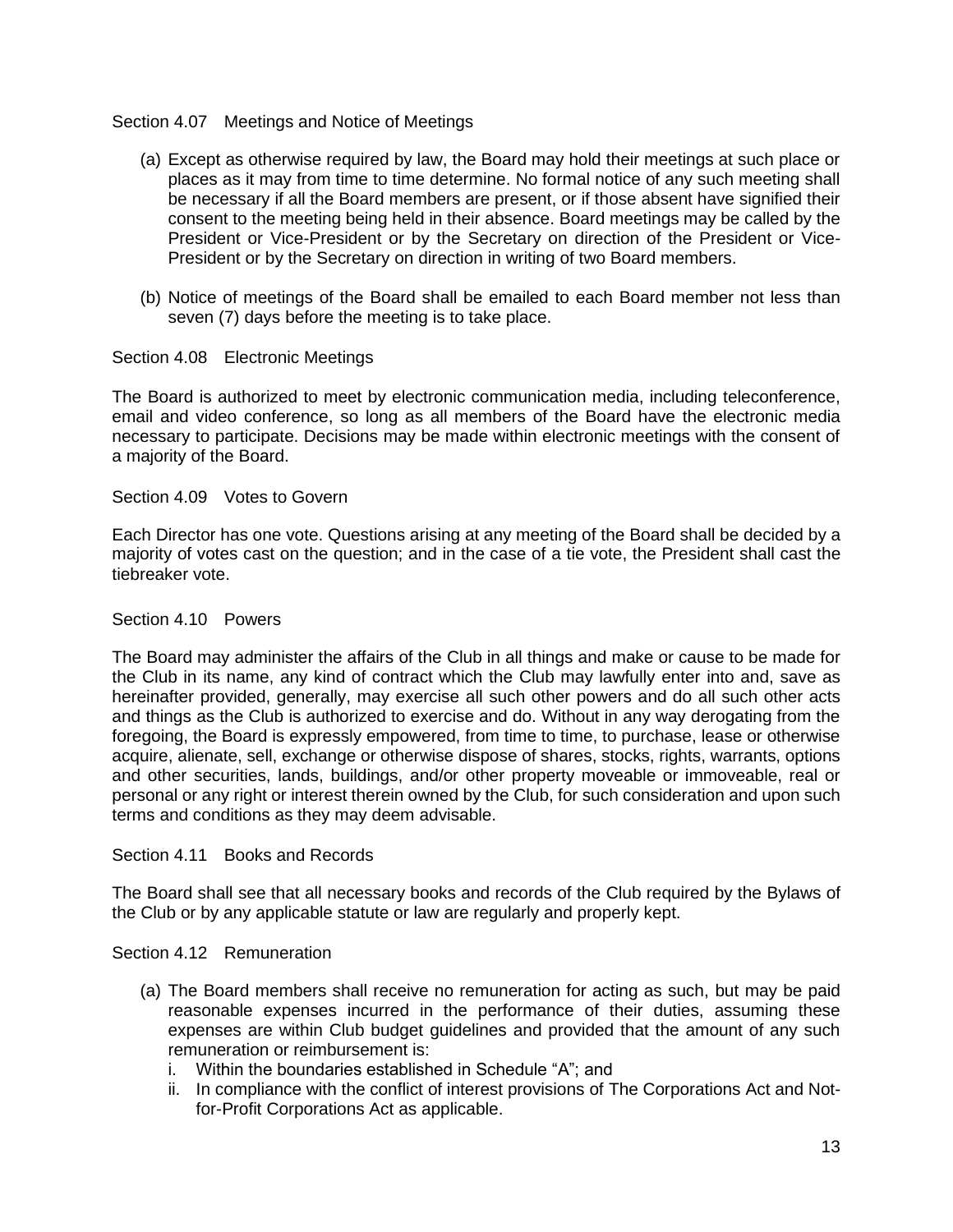### Section 4.07 Meetings and Notice of Meetings

(a) Except as otherwise required by law, the Board may hold their meetings at such place or places as it may from time to time determine. No formal notice of any such meeting shall be necessary if all the Board members are present, or if those absent have signified their consent to the meeting being held in their absence. Board meetings may be called by the President or Vice-President or by the Secretary on direction of the President or Vice-President or by the Secretary on direction in writing of two Board members.

(b) Notice of meetings of the Board shall be emailed to each Board member not less than seven (7) days before the meeting is to take place.

### Section 4.08 Electronic Meetings

The Board is authorized to meet by electronic communication media, including teleconference, email and video conference, so long as all members of the Board have the electronic media necessary to participate. Decisions may be made within electronic meetings with the consent of a majority of the Board.

### Section 4.09 Votes to Govern

Each Director has one vote. Questions arising at any meeting of the Board shall be decided by a majority of votes cast on the question; and in the case of a tie vote, the President shall cast the tiebreaker vote.

### Section 4.10 Powers

The Board may administer the affairs of the Club in all things and make or cause to be made for the Club in its name, any kind of contract which the Club may lawfully enter into and, save as hereinafter provided, generally, may exercise all such other powers and do all such other acts and things as the Club is authorized to exercise and do. Without in any way derogating from the foregoing, the Board is expressly empowered, from time to time, to purchase, lease or otherwise acquire, alienate, sell, exchange or otherwise dispose of shares, stocks, rights, warrants, options and other securities, lands, buildings, and/or other property moveable or immoveable, real or personal or any right or interest therein owned by the Club, for such consideration and upon such terms and conditions as they may deem advisable.

### Section 4.11 Books and Records

The Board shall see that all necessary books and records of the Club required by the Bylaws of the Club or by any applicable statute or law are regularly and properly kept.

### Section 4.12 Remuneration

(a) The Board members shall receive no remuneration for acting as such, but may be paid reasonable expenses incurred in the performance of their duties, assuming these expenses are within Club budget guidelines and provided that the amount of any such remuneration or reimbursement is:
   i. Within the boundaries established in Schedule "A"; and
   ii. In compliance with the conflict of interest provisions of The Corporations Act and Not-for-Profit Corporations Act as applicable.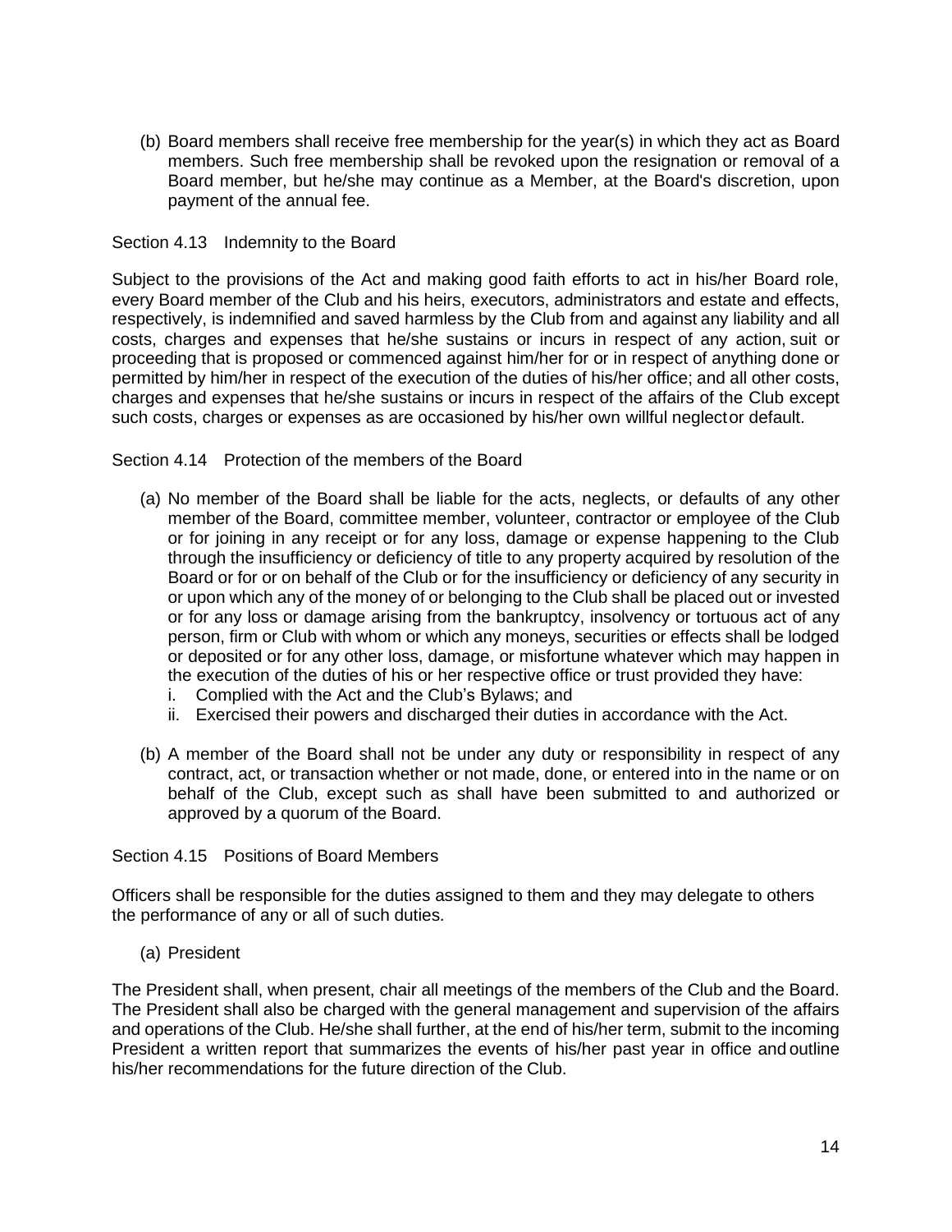(b) Board members shall receive free membership for the year(s) in which they act as Board members. Such free membership shall be revoked upon the resignation or removal of a Board member, but he/she may continue as a Member, at the Board's discretion, upon payment of the annual fee.

Section 4.13 Indemnity to the Board

Subject to the provisions of the Act and making good faith efforts to act in his/her Board role, every Board member of the Club and his heirs, executors, administrators and estate and effects, respectively, is indemnified and saved harmless by the Club from and against any liability and all costs, charges and expenses that he/she sustains or incurs in respect of any action, suit or proceeding that is proposed or commenced against him/her for or in respect of anything done or permitted by him/her in respect of the execution of the duties of his/her office; and all other costs, charges and expenses that he/she sustains or incurs in respect of the affairs of the Club except such costs, charges or expenses as are occasioned by his/her own willful neglect or default.

Section 4.14 Protection of the members of the Board

(a) No member of the Board shall be liable for the acts, neglects, or defaults of any other member of the Board, committee member, volunteer, contractor or employee of the Club or for joining in any receipt or for any loss, damage or expense happening to the Club through the insufficiency or deficiency of title to any property acquired by resolution of the Board or for or on behalf of the Club or for the insufficiency or deficiency of any security in or upon which any of the money of or belonging to the Club shall be placed out or invested or for any loss or damage arising from the bankruptcy, insolvency or tortuous act of any person, firm or Club with whom or which any moneys, securities or effects shall be lodged or deposited or for any other loss, damage, or misfortune whatever which may happen in the execution of the duties of his or her respective office or trust provided they have:
   i. Complied with the Act and the Club's Bylaws; and
   ii. Exercised their powers and discharged their duties in accordance with the Act.

(b) A member of the Board shall not be under any duty or responsibility in respect of any contract, act, or transaction whether or not made, done, or entered into in the name or on behalf of the Club, except such as shall have been submitted to and authorized or approved by a quorum of the Board.

Section 4.15 Positions of Board Members

Officers shall be responsible for the duties assigned to them and they may delegate to others the performance of any or all of such duties.

(a) President

The President shall, when present, chair all meetings of the members of the Club and the Board. The President shall also be charged with the general management and supervision of the affairs and operations of the Club. He/she shall further, at the end of his/her term, submit to the incoming President a written report that summarizes the events of his/her past year in office and outline his/her recommendations for the future direction of the Club.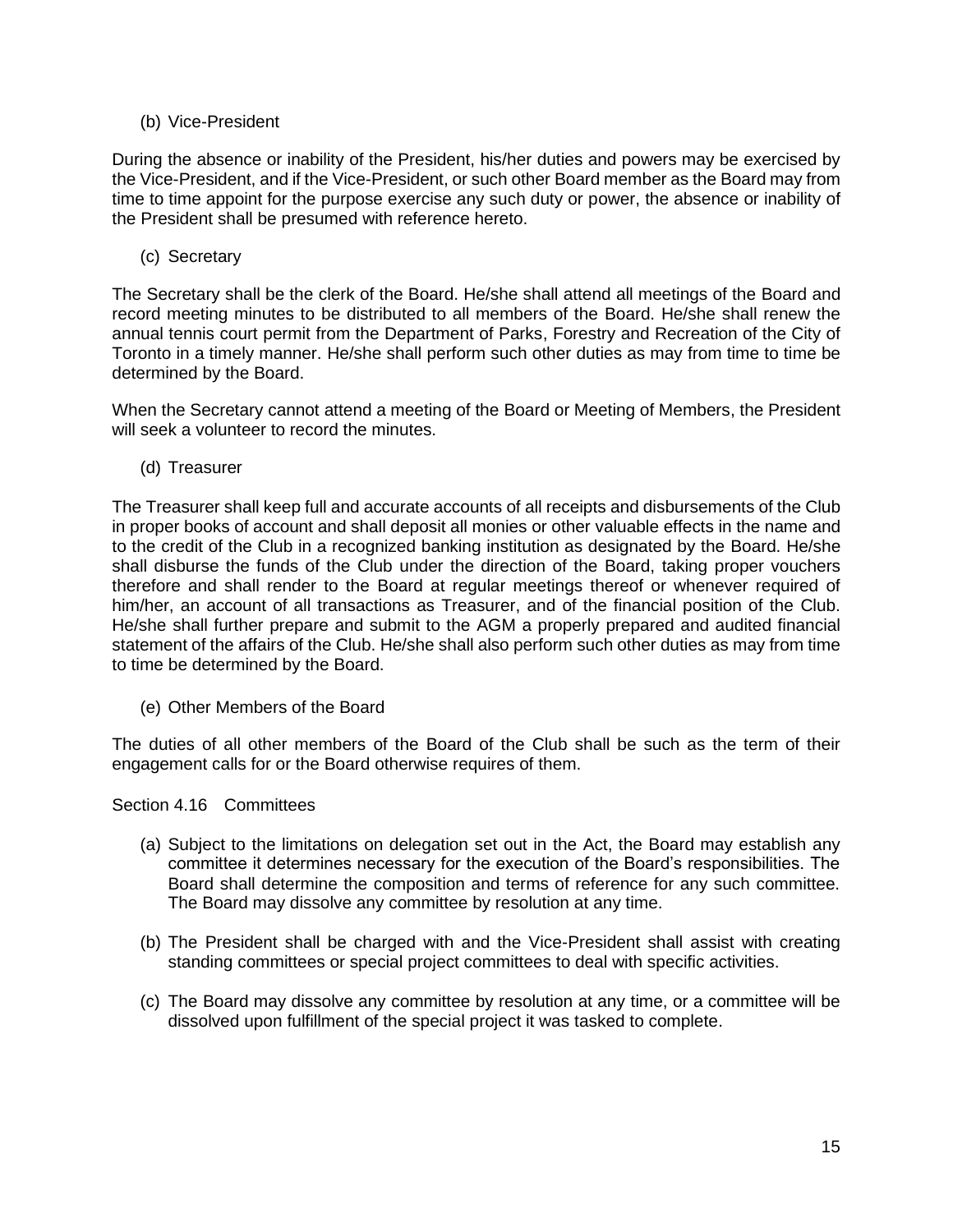(b) Vice-President

During the absence or inability of the President, his/her duties and powers may be exercised by the Vice-President, and if the Vice-President, or such other Board member as the Board may from time to time appoint for the purpose exercise any such duty or power, the absence or inability of the President shall be presumed with reference hereto.

(c) Secretary

The Secretary shall be the clerk of the Board. He/she shall attend all meetings of the Board and record meeting minutes to be distributed to all members of the Board. He/she shall renew the annual tennis court permit from the Department of Parks, Forestry and Recreation of the City of Toronto in a timely manner. He/she shall perform such other duties as may from time to time be determined by the Board.

When the Secretary cannot attend a meeting of the Board or Meeting of Members, the President will seek a volunteer to record the minutes.

(d) Treasurer

The Treasurer shall keep full and accurate accounts of all receipts and disbursements of the Club in proper books of account and shall deposit all monies or other valuable effects in the name and to the credit of the Club in a recognized banking institution as designated by the Board. He/she shall disburse the funds of the Club under the direction of the Board, taking proper vouchers therefore and shall render to the Board at regular meetings thereof or whenever required of him/her, an account of all transactions as Treasurer, and of the financial position of the Club. He/she shall further prepare and submit to the AGM a properly prepared and audited financial statement of the affairs of the Club. He/she shall also perform such other duties as may from time to time be determined by the Board.

(e) Other Members of the Board

The duties of all other members of the Board of the Club shall be such as the term of their engagement calls for or the Board otherwise requires of them.

Section 4.16 Committees

(a) Subject to the limitations on delegation set out in the Act, the Board may establish any committee it determines necessary for the execution of the Board's responsibilities. The Board shall determine the composition and terms of reference for any such committee. The Board may dissolve any committee by resolution at any time.

(b) The President shall be charged with and the Vice-President shall assist with creating standing committees or special project committees to deal with specific activities.

(c) The Board may dissolve any committee by resolution at any time, or a committee will be dissolved upon fulfillment of the special project it was tasked to complete.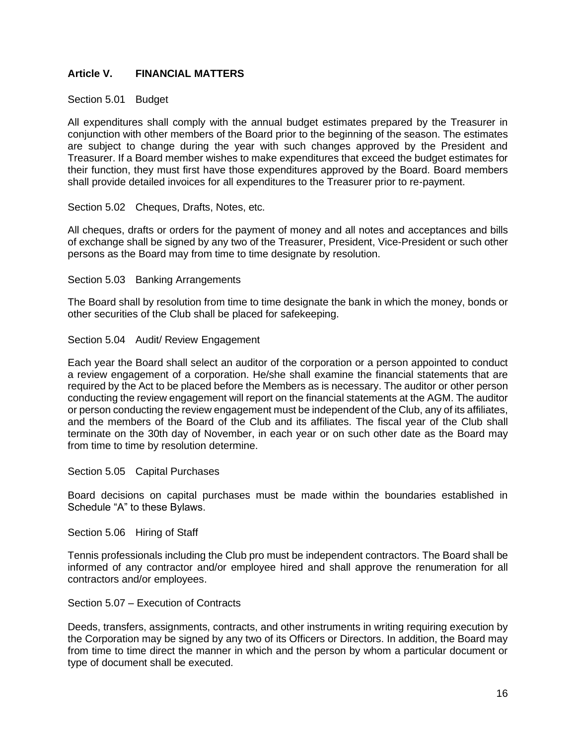## Article V. FINANCIAL MATTERS

### Section 5.01 Budget

All expenditures shall comply with the annual budget estimates prepared by the Treasurer in conjunction with other members of the Board prior to the beginning of the season. The estimates are subject to change during the year with such changes approved by the President and Treasurer. If a Board member wishes to make expenditures that exceed the budget estimates for their function, they must first have those expenditures approved by the Board. Board members shall provide detailed invoices for all expenditures to the Treasurer prior to re-payment.

### Section 5.02 Cheques, Drafts, Notes, etc.

All cheques, drafts or orders for the payment of money and all notes and acceptances and bills of exchange shall be signed by any two of the Treasurer, President, Vice-President or such other persons as the Board may from time to time designate by resolution.

### Section 5.03 Banking Arrangements

The Board shall by resolution from time to time designate the bank in which the money, bonds or other securities of the Club shall be placed for safekeeping.

### Section 5.04 Audit/ Review Engagement

Each year the Board shall select an auditor of the corporation or a person appointed to conduct a review engagement of a corporation. He/she shall examine the financial statements that are required by the Act to be placed before the Members as is necessary. The auditor or other person conducting the review engagement will report on the financial statements at the AGM. The auditor or person conducting the review engagement must be independent of the Club, any of its affiliates, and the members of the Board of the Club and its affiliates. The fiscal year of the Club shall terminate on the 30th day of November, in each year or on such other date as the Board may from time to time by resolution determine.

### Section 5.05 Capital Purchases

Board decisions on capital purchases must be made within the boundaries established in Schedule "A" to these Bylaws.

### Section 5.06 Hiring of Staff

Tennis professionals including the Club pro must be independent contractors. The Board shall be informed of any contractor and/or employee hired and shall approve the renumeration for all contractors and/or employees.

### Section 5.07 – Execution of Contracts

Deeds, transfers, assignments, contracts, and other instruments in writing requiring execution by the Corporation may be signed by any two of its Officers or Directors. In addition, the Board may from time to time direct the manner in which and the person by whom a particular document or type of document shall be executed.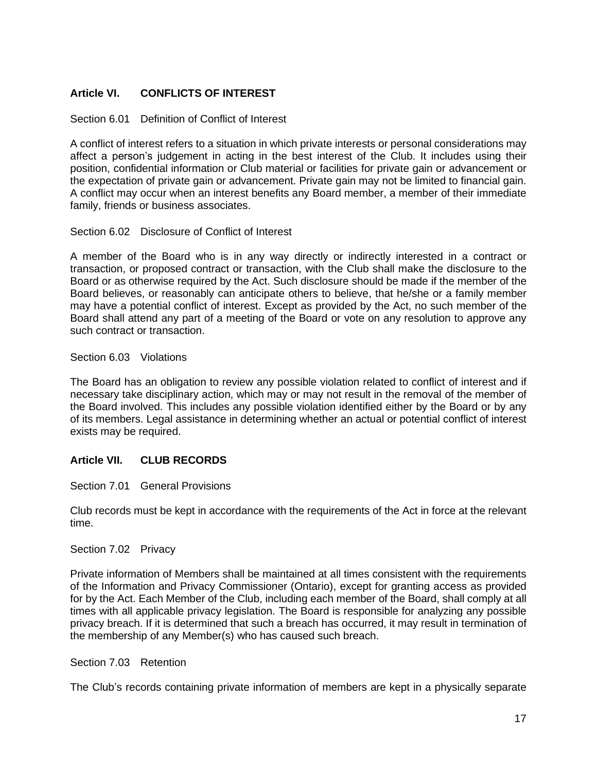## Article VI. CONFLICTS OF INTEREST

Section 6.01 Definition of Conflict of Interest

A conflict of interest refers to a situation in which private interests or personal considerations may affect a person's judgement in acting in the best interest of the Club. It includes using their position, confidential information or Club material or facilities for private gain or advancement or the expectation of private gain or advancement. Private gain may not be limited to financial gain. A conflict may occur when an interest benefits any Board member, a member of their immediate family, friends or business associates.

Section 6.02 Disclosure of Conflict of Interest

A member of the Board who is in any way directly or indirectly interested in a contract or transaction, or proposed contract or transaction, with the Club shall make the disclosure to the Board or as otherwise required by the Act. Such disclosure should be made if the member of the Board believes, or reasonably can anticipate others to believe, that he/she or a family member may have a potential conflict of interest. Except as provided by the Act, no such member of the Board shall attend any part of a meeting of the Board or vote on any resolution to approve any such contract or transaction.

Section 6.03 Violations

The Board has an obligation to review any possible violation related to conflict of interest and if necessary take disciplinary action, which may or may not result in the removal of the member of the Board involved. This includes any possible violation identified either by the Board or by any of its members. Legal assistance in determining whether an actual or potential conflict of interest exists may be required.

## Article VII. CLUB RECORDS

Section 7.01 General Provisions

Club records must be kept in accordance with the requirements of the Act in force at the relevant time.

Section 7.02 Privacy

Private information of Members shall be maintained at all times consistent with the requirements of the Information and Privacy Commissioner (Ontario), except for granting access as provided for by the Act. Each Member of the Club, including each member of the Board, shall comply at all times with all applicable privacy legislation. The Board is responsible for analyzing any possible privacy breach. If it is determined that such a breach has occurred, it may result in termination of the membership of any Member(s) who has caused such breach.

Section 7.03 Retention

The Club's records containing private information of members are kept in a physically separate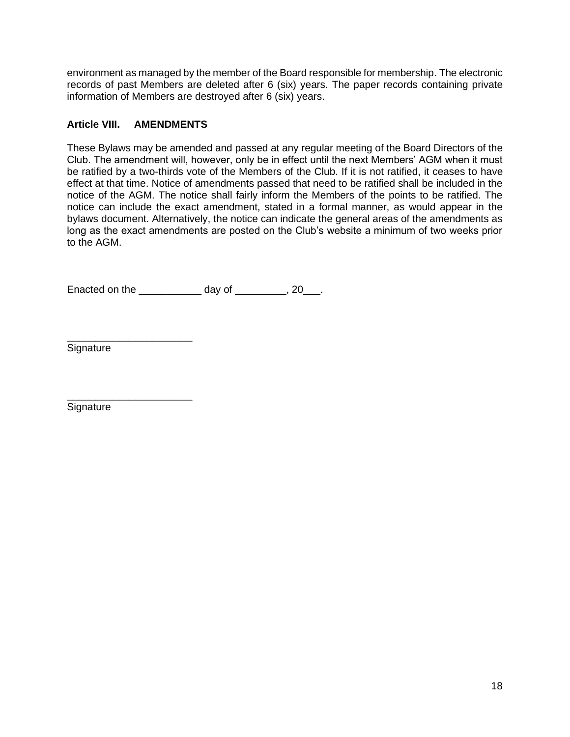environment as managed by the member of the Board responsible for membership. The electronic records of past Members are deleted after 6 (six) years. The paper records containing private information of Members are destroyed after 6 (six) years.

### Article VIII. AMENDMENTS

These Bylaws may be amended and passed at any regular meeting of the Board Directors of the Club. The amendment will, however, only be in effect until the next Members' AGM when it must be ratified by a two-thirds vote of the Members of the Club. If it is not ratified, it ceases to have effect at that time. Notice of amendments passed that need to be ratified shall be included in the notice of the AGM. The notice shall fairly inform the Members of the points to be ratified. The notice can include the exact amendment, stated in a formal manner, as would appear in the bylaws document. Alternatively, the notice can indicate the general areas of the amendments as long as the exact amendments are posted on the Club's website a minimum of two weeks prior to the AGM.

Enacted on the ___________ day of _________, 20___.

______________________
Signature

______________________
Signature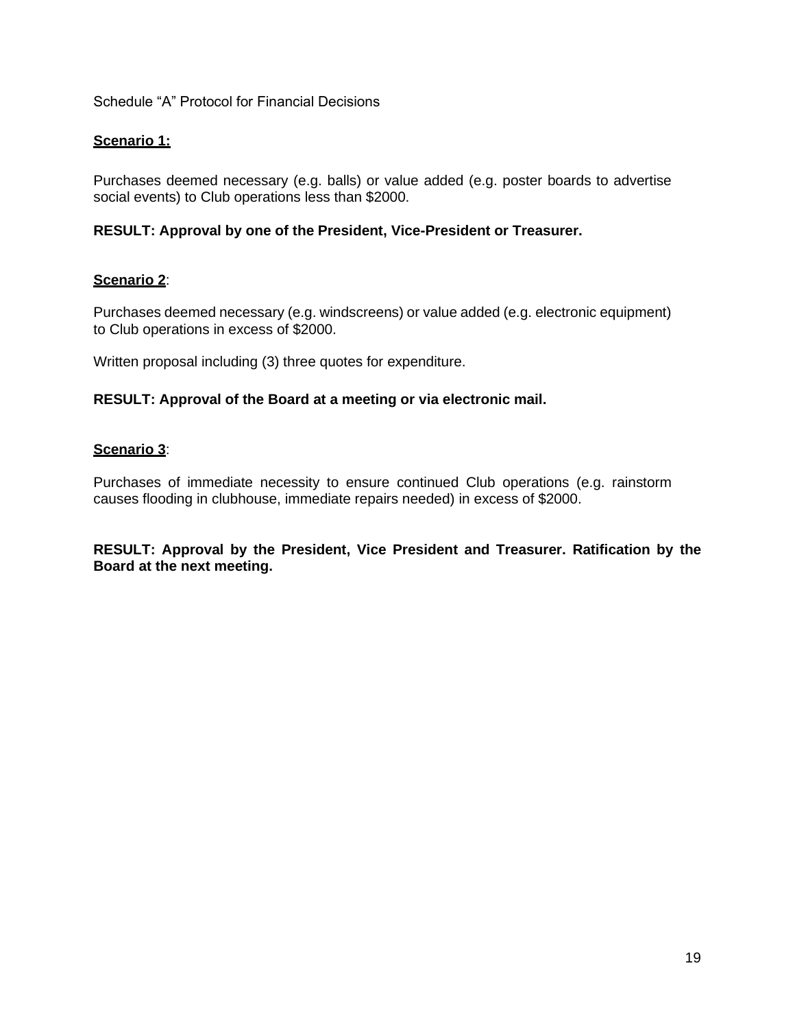Schedule “A” Protocol for Financial Decisions

**Scenario 1:**

Purchases deemed necessary (e.g. balls) or value added (e.g. poster boards to advertise social events) to Club operations less than $2000.

**RESULT: Approval by one of the President, Vice-President or Treasurer.**

**Scenario 2**:

Purchases deemed necessary (e.g. windscreens) or value added (e.g. electronic equipment) to Club operations in excess of $2000.

Written proposal including (3) three quotes for expenditure.

**RESULT: Approval of the Board at a meeting or via electronic mail.**

**Scenario 3**:

Purchases of immediate necessity to ensure continued Club operations (e.g. rainstorm causes flooding in clubhouse, immediate repairs needed) in excess of $2000.

**RESULT: Approval by the President, Vice President and Treasurer. Ratification by the Board at the next meeting.**